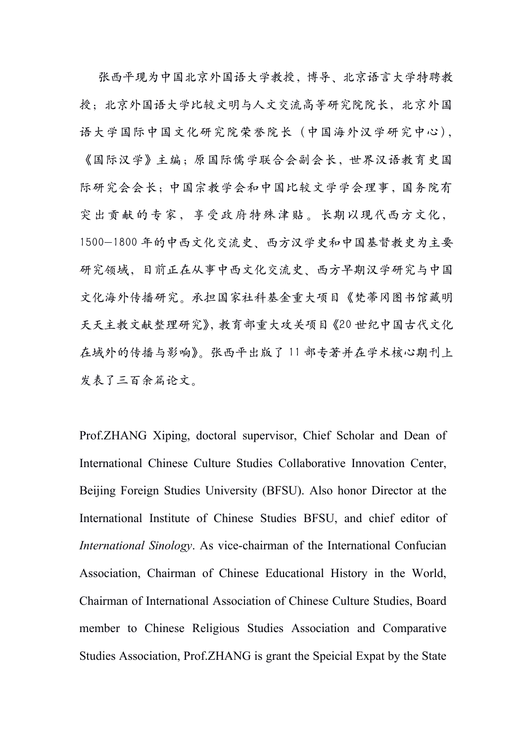张西平现为中国北京外国语大学教授，博导、北京语言大学特聘教授；北京外国语大学比较文明与人文交流高等研究院院长，北京外国语大学国际中国文化研究院荣誉院长（中国海外汉学研究中心），《国际汉学》主编；原国际儒学联合会副会长，世界汉语教育史国际研究会会长；中国宗教学会和中国比较文学学会理事，国务院有突出贡献的专家，享受政府特殊津贴。长期以现代西方文化，1500—1800 年的中西文化交流史、西方汉学史和中国基督教史为主要研究领域，目前正在从事中西文化交流史、西方早期汉学研究与中国文化海外传播研究。承担国家社科基金重大项目《梵蒂冈图书馆藏明天天主教文献整理研究》，教育部重大攻关项目《20 世纪中国古代文化在域外的传播与影响》。张西平出版了 11 部专著并在学术核心期刊上发表了三百余篇论文。

Prof.ZHANG Xiping, doctoral supervisor, Chief Scholar and Dean of International Chinese Culture Studies Collaborative Innovation Center, Beijing Foreign Studies University (BFSU). Also honor Director at the International Institute of Chinese Studies BFSU, and chief editor of *International Sinology*. As vice-chairman of the International Confucian Association, Chairman of Chinese Educational History in the World, Chairman of International Association of Chinese Culture Studies, Board member to Chinese Religious Studies Association and Comparative Studies Association, Prof.ZHANG is grant the Speicial Expat by the State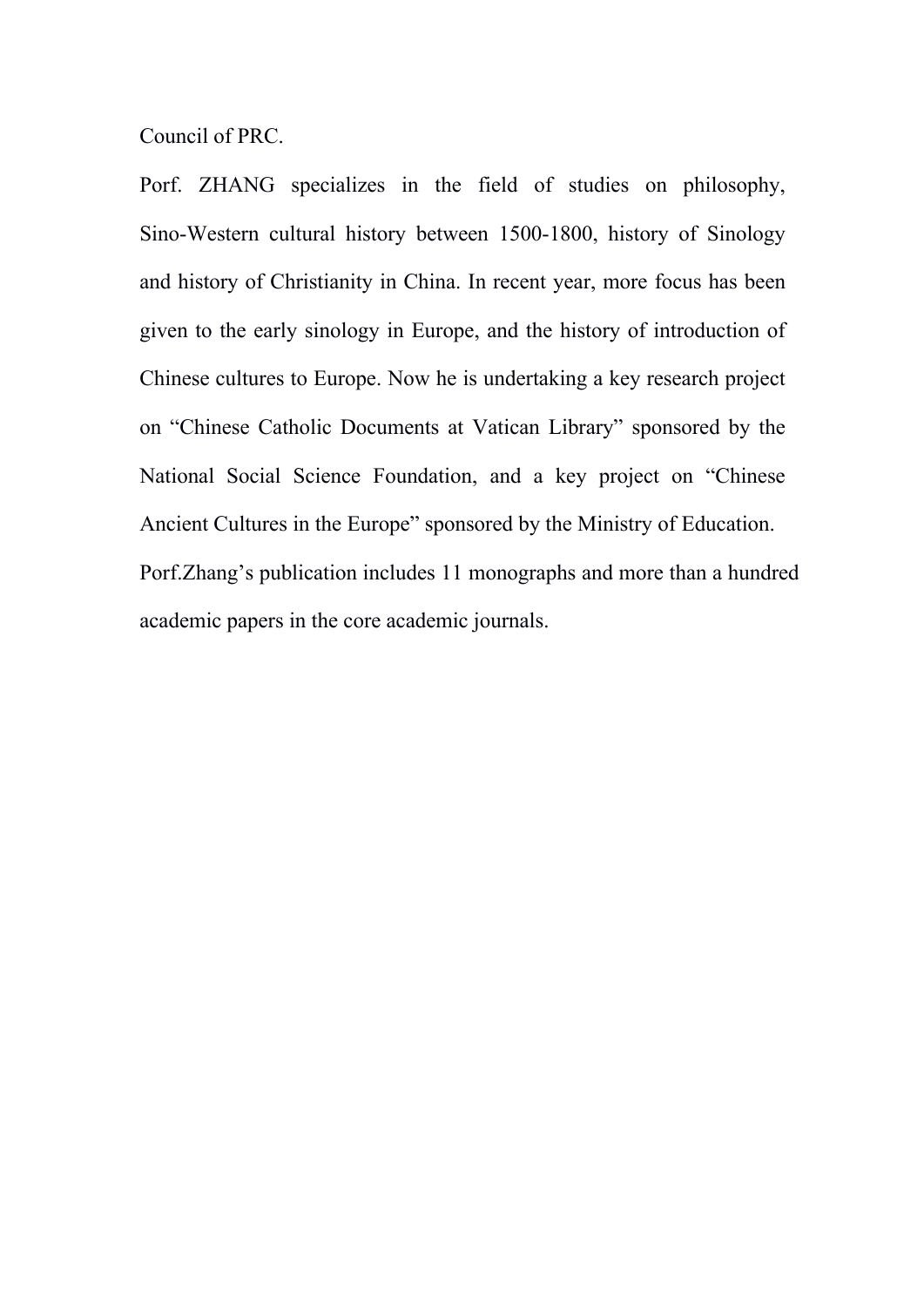Council of PRC.

Porf. ZHANG specializes in the field of studies on philosophy, Sino-Western cultural history between 1500-1800, history of Sinology and history of Christianity in China. In recent year, more focus has been given to the early sinology in Europe, and the history of introduction of Chinese cultures to Europe. Now he is undertaking a key research project on "Chinese Catholic Documents at Vatican Library" sponsored by the National Social Science Foundation, and a key project on "Chinese Ancient Cultures in the Europe" sponsored by the Ministry of Education.

Porf.Zhang's publication includes 11 monographs and more than a hundred academic papers in the core academic journals.